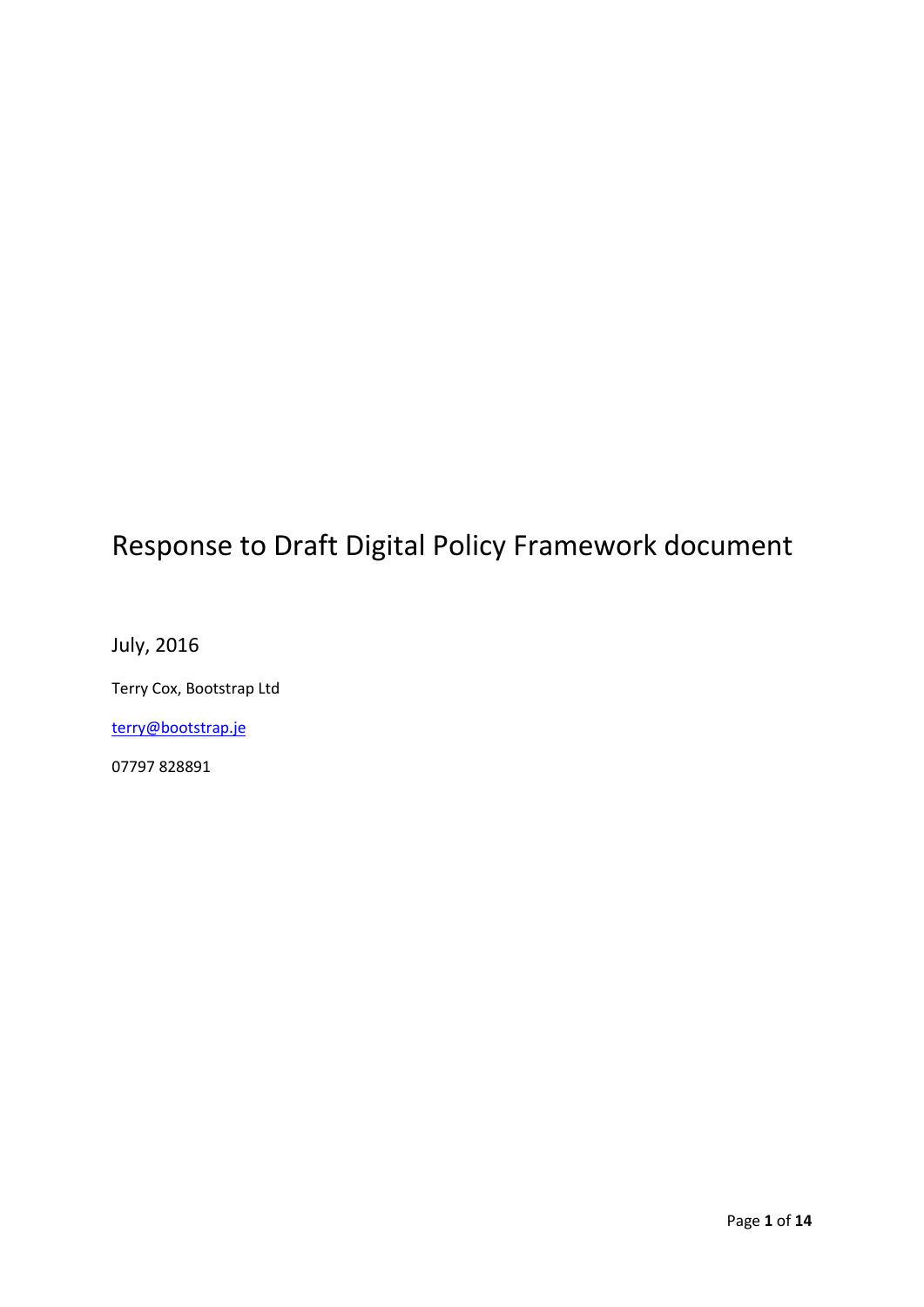# Response to Draft Digital Policy Framework document

July, 2016

Terry Cox, Bootstrap Ltd

[terry@bootstrap.je](mailto:terry@bootstrap.je)

07797 828891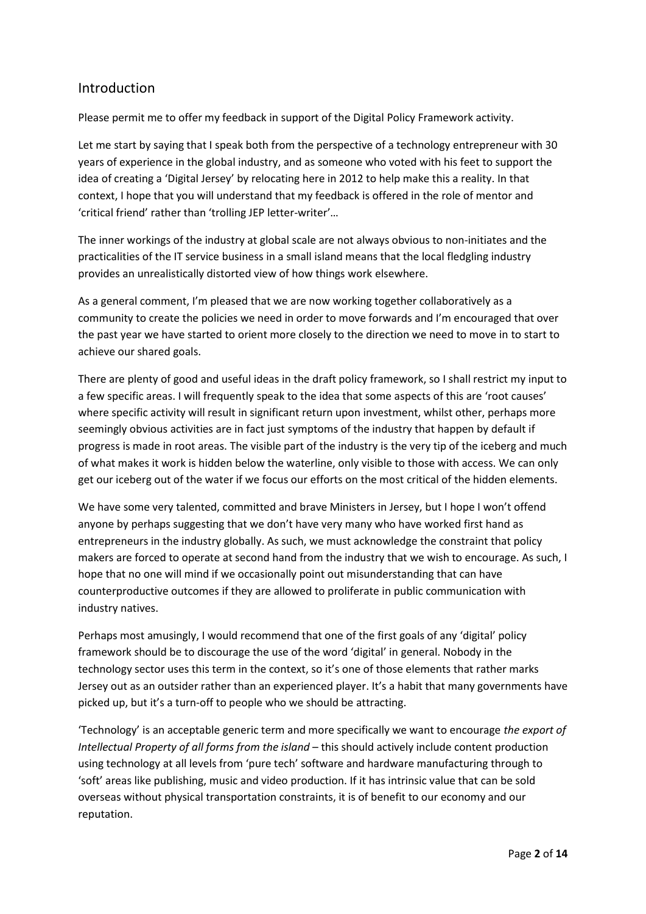## Introduction

Please permit me to offer my feedback in support of the Digital Policy Framework activity.

Let me start by saying that I speak both from the perspective of a technology entrepreneur with 30 years of experience in the global industry, and as someone who voted with his feet to support the idea of creating a 'Digital Jersey' by relocating here in 2012 to help make this a reality. In that context, I hope that you will understand that my feedback is offered in the role of mentor and 'critical friend' rather than 'trolling JEP letter-writer'…

The inner workings of the industry at global scale are not always obvious to non-initiates and the practicalities of the IT service business in a small island means that the local fledgling industry provides an unrealistically distorted view of how things work elsewhere.

As a general comment, I'm pleased that we are now working together collaboratively as a community to create the policies we need in order to move forwards and I'm encouraged that over the past year we have started to orient more closely to the direction we need to move in to start to achieve our shared goals.

There are plenty of good and useful ideas in the draft policy framework, so I shall restrict my input to a few specific areas. I will frequently speak to the idea that some aspects of this are 'root causes' where specific activity will result in significant return upon investment, whilst other, perhaps more seemingly obvious activities are in fact just symptoms of the industry that happen by default if progress is made in root areas. The visible part of the industry is the very tip of the iceberg and much of what makes it work is hidden below the waterline, only visible to those with access. We can only get our iceberg out of the water if we focus our efforts on the most critical of the hidden elements.

We have some very talented, committed and brave Ministers in Jersey, but I hope I won't offend anyone by perhaps suggesting that we don't have very many who have worked first hand as entrepreneurs in the industry globally. As such, we must acknowledge the constraint that policy makers are forced to operate at second hand from the industry that we wish to encourage. As such, I hope that no one will mind if we occasionally point out misunderstanding that can have counterproductive outcomes if they are allowed to proliferate in public communication with industry natives.

Perhaps most amusingly, I would recommend that one of the first goals of any 'digital' policy framework should be to discourage the use of the word 'digital' in general. Nobody in the technology sector uses this term in the context, so it's one of those elements that rather marks Jersey out as an outsider rather than an experienced player. It's a habit that many governments have picked up, but it's a turn-off to people who we should be attracting.

'Technology' is an acceptable generic term and more specifically we want to encourage *the export of Intellectual Property of all forms from the island* – this should actively include content production using technology at all levels from 'pure tech' software and hardware manufacturing through to 'soft' areas like publishing, music and video production. If it has intrinsic value that can be sold overseas without physical transportation constraints, it is of benefit to our economy and our reputation.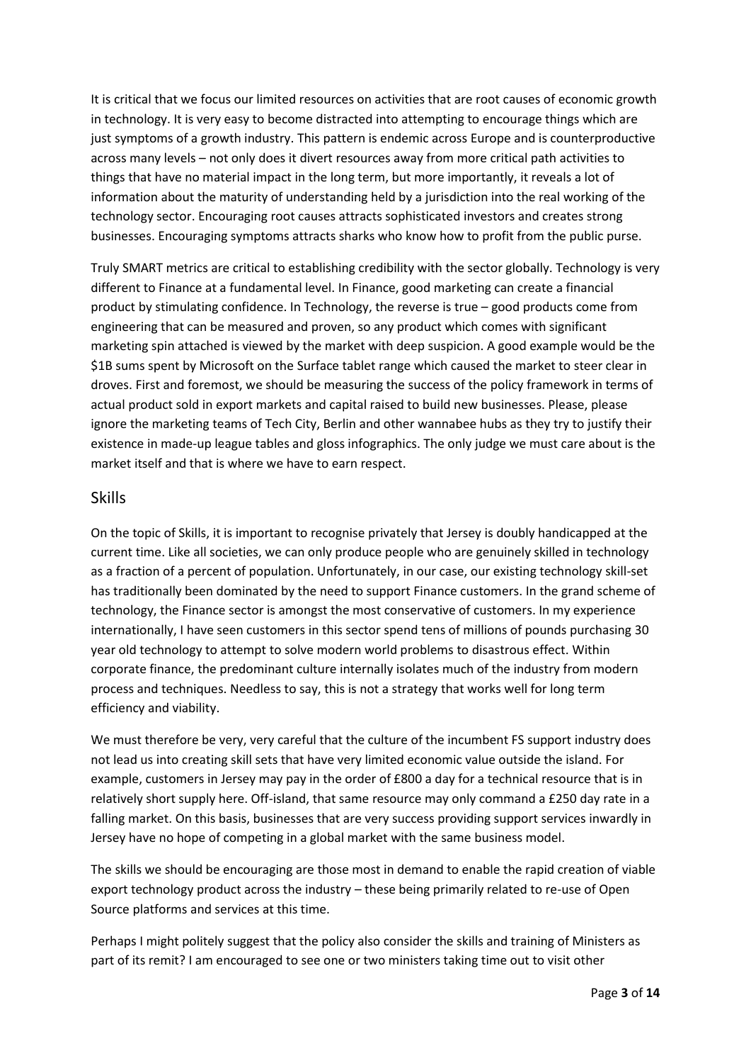It is critical that we focus our limited resources on activities that are root causes of economic growth in technology. It is very easy to become distracted into attempting to encourage things which are just symptoms of a growth industry. This pattern is endemic across Europe and is counterproductive across many levels – not only does it divert resources away from more critical path activities to things that have no material impact in the long term, but more importantly, it reveals a lot of information about the maturity of understanding held by a jurisdiction into the real working of the technology sector. Encouraging root causes attracts sophisticated investors and creates strong businesses. Encouraging symptoms attracts sharks who know how to profit from the public purse.

Truly SMART metrics are critical to establishing credibility with the sector globally. Technology is very different to Finance at a fundamental level. In Finance, good marketing can create a financial product by stimulating confidence. In Technology, the reverse is true – good products come from engineering that can be measured and proven, so any product which comes with significant marketing spin attached is viewed by the market with deep suspicion. A good example would be the $1B sums spent by Microsoft on the Surface tablet range which caused the market to steer clear in droves. First and foremost, we should be measuring the success of the policy framework in terms of actual product sold in export markets and capital raised to build new businesses. Please, please ignore the marketing teams of Tech City, Berlin and other wannabee hubs as they try to justify their existence in made-up league tables and gloss infographics. The only judge we must care about is the market itself and that is where we have to earn respect.

## Skills

On the topic of Skills, it is important to recognise privately that Jersey is doubly handicapped at the current time. Like all societies, we can only produce people who are genuinely skilled in technology as a fraction of a percent of population. Unfortunately, in our case, our existing technology skill-set has traditionally been dominated by the need to support Finance customers. In the grand scheme of technology, the Finance sector is amongst the most conservative of customers. In my experience internationally, I have seen customers in this sector spend tens of millions of pounds purchasing 30 year old technology to attempt to solve modern world problems to disastrous effect. Within corporate finance, the predominant culture internally isolates much of the industry from modern process and techniques. Needless to say, this is not a strategy that works well for long term efficiency and viability.

We must therefore be very, very careful that the culture of the incumbent FS support industry does not lead us into creating skill sets that have very limited economic value outside the island. For example, customers in Jersey may pay in the order of £800 a day for a technical resource that is in relatively short supply here. Off-island, that same resource may only command a £250 day rate in a falling market. On this basis, businesses that are very success providing support services inwardly in Jersey have no hope of competing in a global market with the same business model.

The skills we should be encouraging are those most in demand to enable the rapid creation of viable export technology product across the industry – these being primarily related to re-use of Open Source platforms and services at this time.

Perhaps I might politely suggest that the policy also consider the skills and training of Ministers as part of its remit? I am encouraged to see one or two ministers taking time out to visit other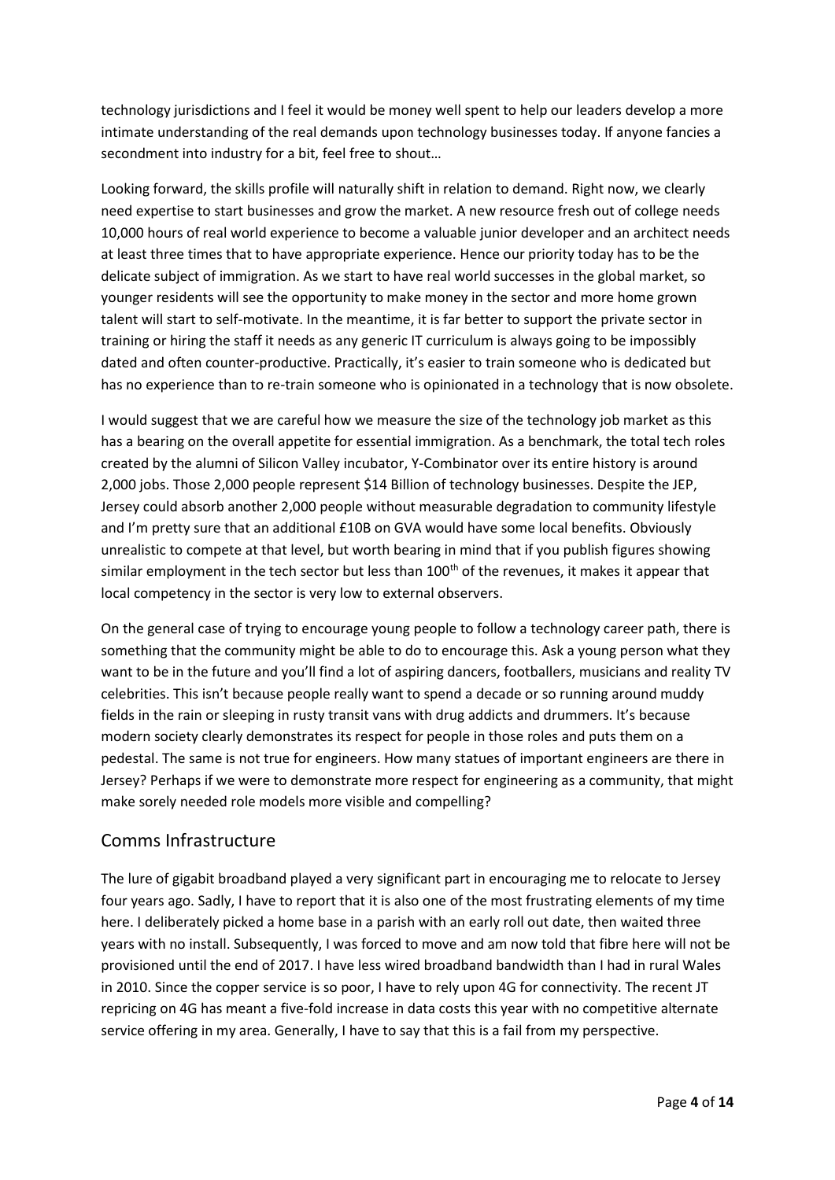technology jurisdictions and I feel it would be money well spent to help our leaders develop a more intimate understanding of the real demands upon technology businesses today. If anyone fancies a secondment into industry for a bit, feel free to shout…

Looking forward, the skills profile will naturally shift in relation to demand. Right now, we clearly need expertise to start businesses and grow the market. A new resource fresh out of college needs 10,000 hours of real world experience to become a valuable junior developer and an architect needs at least three times that to have appropriate experience. Hence our priority today has to be the delicate subject of immigration. As we start to have real world successes in the global market, so younger residents will see the opportunity to make money in the sector and more home grown talent will start to self-motivate. In the meantime, it is far better to support the private sector in training or hiring the staff it needs as any generic IT curriculum is always going to be impossibly dated and often counter-productive. Practically, it's easier to train someone who is dedicated but has no experience than to re-train someone who is opinionated in a technology that is now obsolete.

I would suggest that we are careful how we measure the size of the technology job market as this has a bearing on the overall appetite for essential immigration. As a benchmark, the total tech roles created by the alumni of Silicon Valley incubator, Y-Combinator over its entire history is around 2,000 jobs. Those 2,000 people represent $14 Billion of technology businesses. Despite the JEP, Jersey could absorb another 2,000 people without measurable degradation to community lifestyle and I'm pretty sure that an additional £10B on GVA would have some local benefits. Obviously unrealistic to compete at that level, but worth bearing in mind that if you publish figures showing similar employment in the tech sector but less than 100th of the revenues, it makes it appear that local competency in the sector is very low to external observers.

On the general case of trying to encourage young people to follow a technology career path, there is something that the community might be able to do to encourage this. Ask a young person what they want to be in the future and you'll find a lot of aspiring dancers, footballers, musicians and reality TV celebrities. This isn't because people really want to spend a decade or so running around muddy fields in the rain or sleeping in rusty transit vans with drug addicts and drummers. It's because modern society clearly demonstrates its respect for people in those roles and puts them on a pedestal. The same is not true for engineers. How many statues of important engineers are there in Jersey? Perhaps if we were to demonstrate more respect for engineering as a community, that might make sorely needed role models more visible and compelling?

## Comms Infrastructure

The lure of gigabit broadband played a very significant part in encouraging me to relocate to Jersey four years ago. Sadly, I have to report that it is also one of the most frustrating elements of my time here. I deliberately picked a home base in a parish with an early roll out date, then waited three years with no install. Subsequently, I was forced to move and am now told that fibre here will not be provisioned until the end of 2017. I have less wired broadband bandwidth than I had in rural Wales in 2010. Since the copper service is so poor, I have to rely upon 4G for connectivity. The recent JT repricing on 4G has meant a five-fold increase in data costs this year with no competitive alternate service offering in my area. Generally, I have to say that this is a fail from my perspective.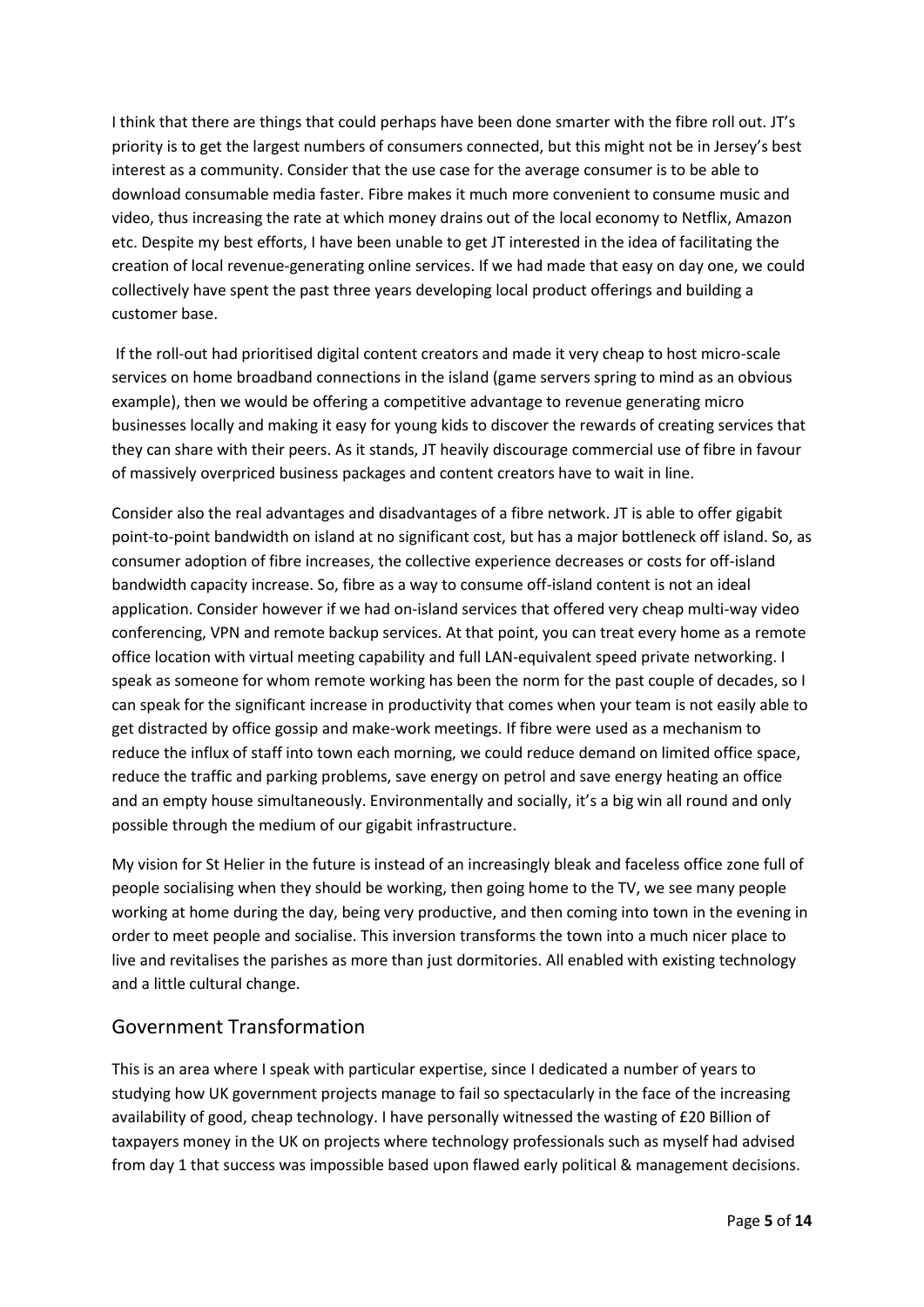I think that there are things that could perhaps have been done smarter with the fibre roll out. JT's priority is to get the largest numbers of consumers connected, but this might not be in Jersey's best interest as a community. Consider that the use case for the average consumer is to be able to download consumable media faster. Fibre makes it much more convenient to consume music and video, thus increasing the rate at which money drains out of the local economy to Netflix, Amazon etc. Despite my best efforts, I have been unable to get JT interested in the idea of facilitating the creation of local revenue-generating online services. If we had made that easy on day one, we could collectively have spent the past three years developing local product offerings and building a customer base.

If the roll-out had prioritised digital content creators and made it very cheap to host micro-scale services on home broadband connections in the island (game servers spring to mind as an obvious example), then we would be offering a competitive advantage to revenue generating micro businesses locally and making it easy for young kids to discover the rewards of creating services that they can share with their peers. As it stands, JT heavily discourage commercial use of fibre in favour of massively overpriced business packages and content creators have to wait in line.

Consider also the real advantages and disadvantages of a fibre network. JT is able to offer gigabit point-to-point bandwidth on island at no significant cost, but has a major bottleneck off island. So, as consumer adoption of fibre increases, the collective experience decreases or costs for off-island bandwidth capacity increase. So, fibre as a way to consume off-island content is not an ideal application. Consider however if we had on-island services that offered very cheap multi-way video conferencing, VPN and remote backup services. At that point, you can treat every home as a remote office location with virtual meeting capability and full LAN-equivalent speed private networking. I speak as someone for whom remote working has been the norm for the past couple of decades, so I can speak for the significant increase in productivity that comes when your team is not easily able to get distracted by office gossip and make-work meetings. If fibre were used as a mechanism to reduce the influx of staff into town each morning, we could reduce demand on limited office space, reduce the traffic and parking problems, save energy on petrol and save energy heating an office and an empty house simultaneously. Environmentally and socially, it's a big win all round and only possible through the medium of our gigabit infrastructure.

My vision for St Helier in the future is instead of an increasingly bleak and faceless office zone full of people socialising when they should be working, then going home to the TV, we see many people working at home during the day, being very productive, and then coming into town in the evening in order to meet people and socialise. This inversion transforms the town into a much nicer place to live and revitalises the parishes as more than just dormitories. All enabled with existing technology and a little cultural change.

## Government Transformation

This is an area where I speak with particular expertise, since I dedicated a number of years to studying how UK government projects manage to fail so spectacularly in the face of the increasing availability of good, cheap technology. I have personally witnessed the wasting of £20 Billion of taxpayers money in the UK on projects where technology professionals such as myself had advised from day 1 that success was impossible based upon flawed early political & management decisions.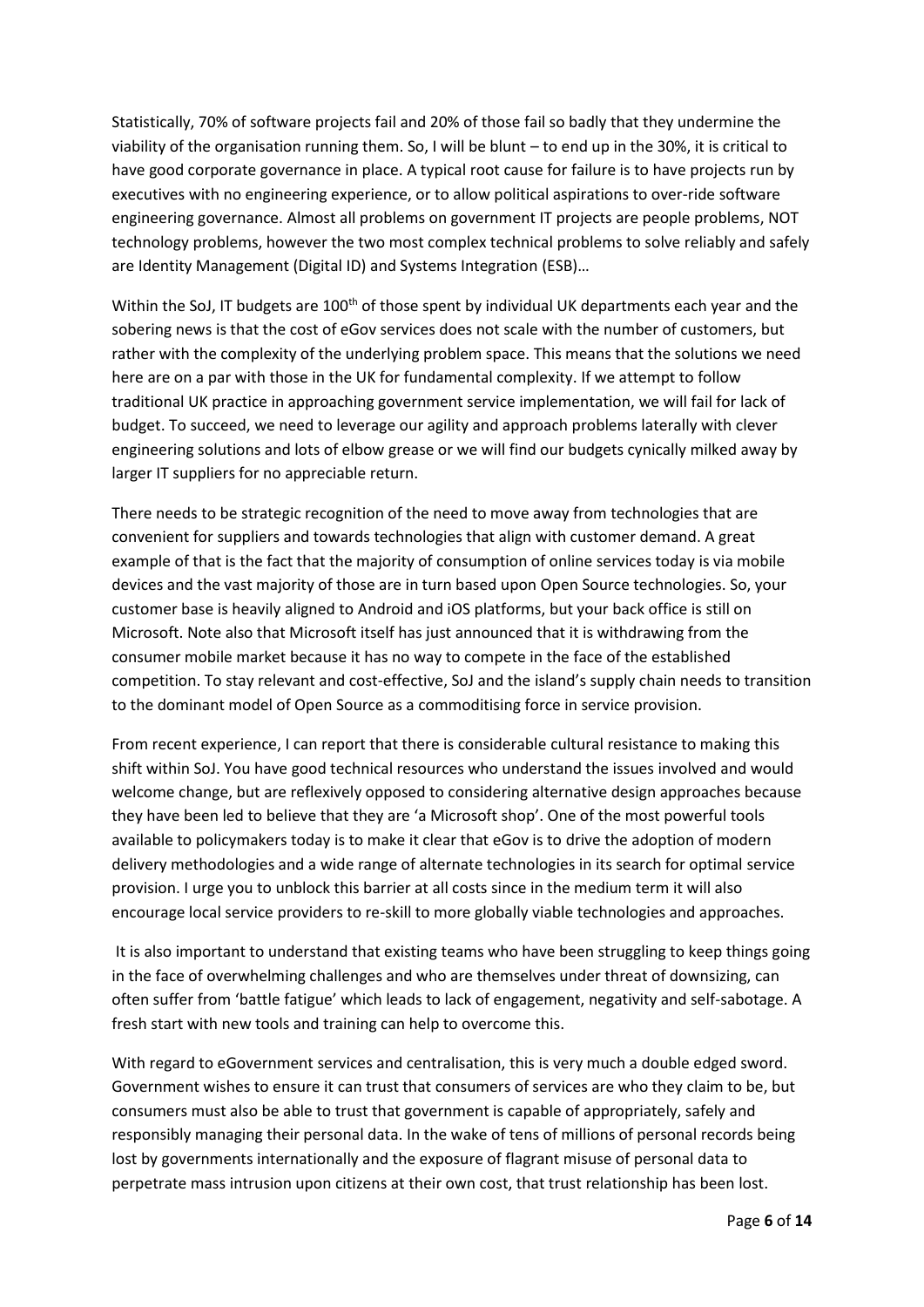Statistically, 70% of software projects fail and 20% of those fail so badly that they undermine the viability of the organisation running them. So, I will be blunt – to end up in the 30%, it is critical to have good corporate governance in place. A typical root cause for failure is to have projects run by executives with no engineering experience, or to allow political aspirations to over-ride software engineering governance. Almost all problems on government IT projects are people problems, NOT technology problems, however the two most complex technical problems to solve reliably and safely are Identity Management (Digital ID) and Systems Integration (ESB)…

Within the SoJ, IT budgets are 100th of those spent by individual UK departments each year and the sobering news is that the cost of eGov services does not scale with the number of customers, but rather with the complexity of the underlying problem space. This means that the solutions we need here are on a par with those in the UK for fundamental complexity. If we attempt to follow traditional UK practice in approaching government service implementation, we will fail for lack of budget. To succeed, we need to leverage our agility and approach problems laterally with clever engineering solutions and lots of elbow grease or we will find our budgets cynically milked away by larger IT suppliers for no appreciable return.

There needs to be strategic recognition of the need to move away from technologies that are convenient for suppliers and towards technologies that align with customer demand. A great example of that is the fact that the majority of consumption of online services today is via mobile devices and the vast majority of those are in turn based upon Open Source technologies. So, your customer base is heavily aligned to Android and iOS platforms, but your back office is still on Microsoft. Note also that Microsoft itself has just announced that it is withdrawing from the consumer mobile market because it has no way to compete in the face of the established competition. To stay relevant and cost-effective, SoJ and the island's supply chain needs to transition to the dominant model of Open Source as a commoditising force in service provision.

From recent experience, I can report that there is considerable cultural resistance to making this shift within SoJ. You have good technical resources who understand the issues involved and would welcome change, but are reflexively opposed to considering alternative design approaches because they have been led to believe that they are 'a Microsoft shop'. One of the most powerful tools available to policymakers today is to make it clear that eGov is to drive the adoption of modern delivery methodologies and a wide range of alternate technologies in its search for optimal service provision. I urge you to unblock this barrier at all costs since in the medium term it will also encourage local service providers to re-skill to more globally viable technologies and approaches.

It is also important to understand that existing teams who have been struggling to keep things going in the face of overwhelming challenges and who are themselves under threat of downsizing, can often suffer from 'battle fatigue' which leads to lack of engagement, negativity and self-sabotage. A fresh start with new tools and training can help to overcome this.

With regard to eGovernment services and centralisation, this is very much a double edged sword. Government wishes to ensure it can trust that consumers of services are who they claim to be, but consumers must also be able to trust that government is capable of appropriately, safely and responsibly managing their personal data. In the wake of tens of millions of personal records being lost by governments internationally and the exposure of flagrant misuse of personal data to perpetrate mass intrusion upon citizens at their own cost, that trust relationship has been lost.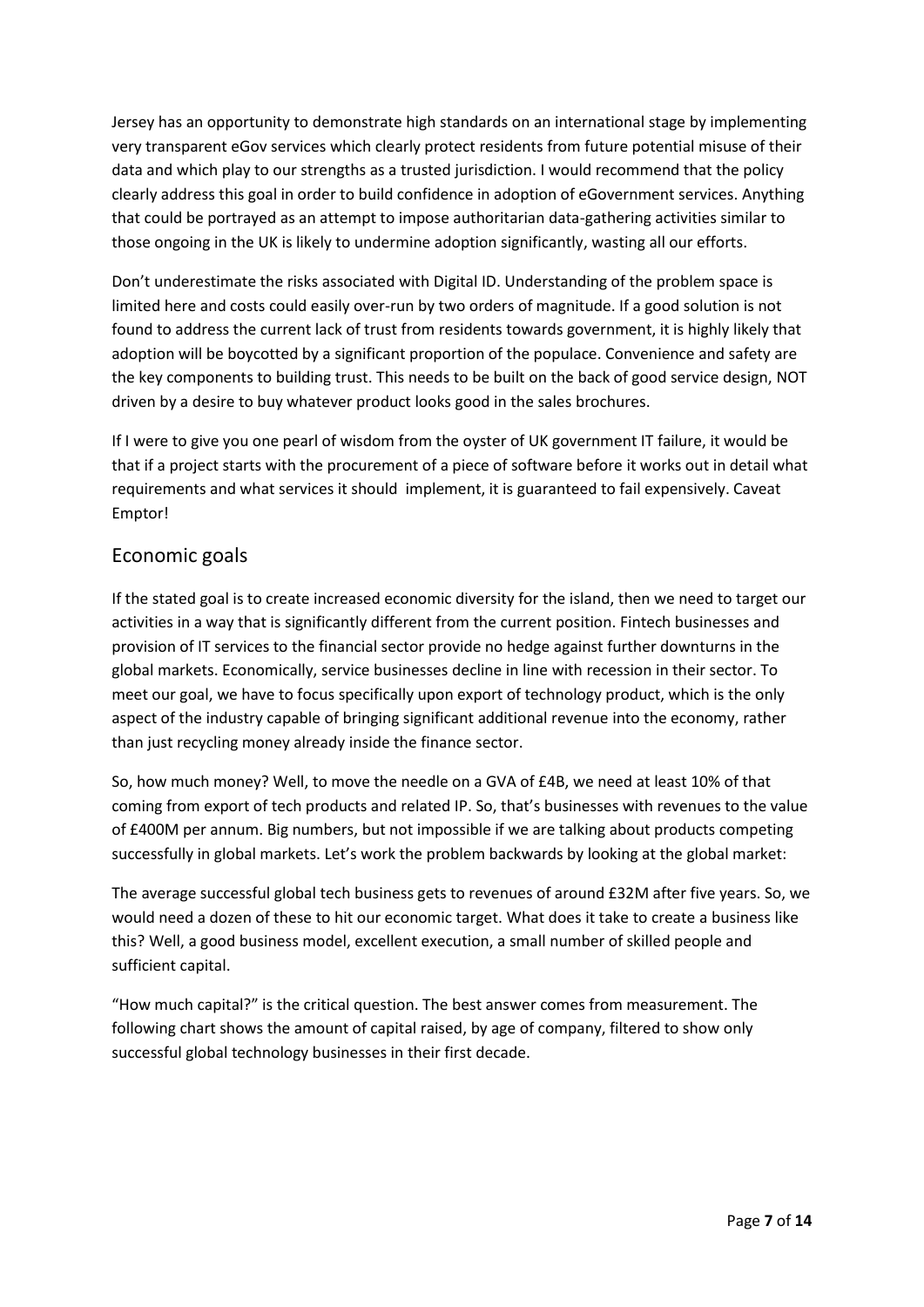Jersey has an opportunity to demonstrate high standards on an international stage by implementing very transparent eGov services which clearly protect residents from future potential misuse of their data and which play to our strengths as a trusted jurisdiction. I would recommend that the policy clearly address this goal in order to build confidence in adoption of eGovernment services. Anything that could be portrayed as an attempt to impose authoritarian data-gathering activities similar to those ongoing in the UK is likely to undermine adoption significantly, wasting all our efforts.

Don't underestimate the risks associated with Digital ID. Understanding of the problem space is limited here and costs could easily over-run by two orders of magnitude. If a good solution is not found to address the current lack of trust from residents towards government, it is highly likely that adoption will be boycotted by a significant proportion of the populace. Convenience and safety are the key components to building trust. This needs to be built on the back of good service design, NOT driven by a desire to buy whatever product looks good in the sales brochures.

If I were to give you one pearl of wisdom from the oyster of UK government IT failure, it would be that if a project starts with the procurement of a piece of software before it works out in detail what requirements and what services it should implement, it is guaranteed to fail expensively. Caveat Emptor!

## Economic goals

If the stated goal is to create increased economic diversity for the island, then we need to target our activities in a way that is significantly different from the current position. Fintech businesses and provision of IT services to the financial sector provide no hedge against further downturns in the global markets. Economically, service businesses decline in line with recession in their sector. To meet our goal, we have to focus specifically upon export of technology product, which is the only aspect of the industry capable of bringing significant additional revenue into the economy, rather than just recycling money already inside the finance sector.

So, how much money? Well, to move the needle on a GVA of £4B, we need at least 10% of that coming from export of tech products and related IP. So, that's businesses with revenues to the value of £400M per annum. Big numbers, but not impossible if we are talking about products competing successfully in global markets. Let's work the problem backwards by looking at the global market:

The average successful global tech business gets to revenues of around £32M after five years. So, we would need a dozen of these to hit our economic target. What does it take to create a business like this? Well, a good business model, excellent execution, a small number of skilled people and sufficient capital.

"How much capital?" is the critical question. The best answer comes from measurement. The following chart shows the amount of capital raised, by age of company, filtered to show only successful global technology businesses in their first decade.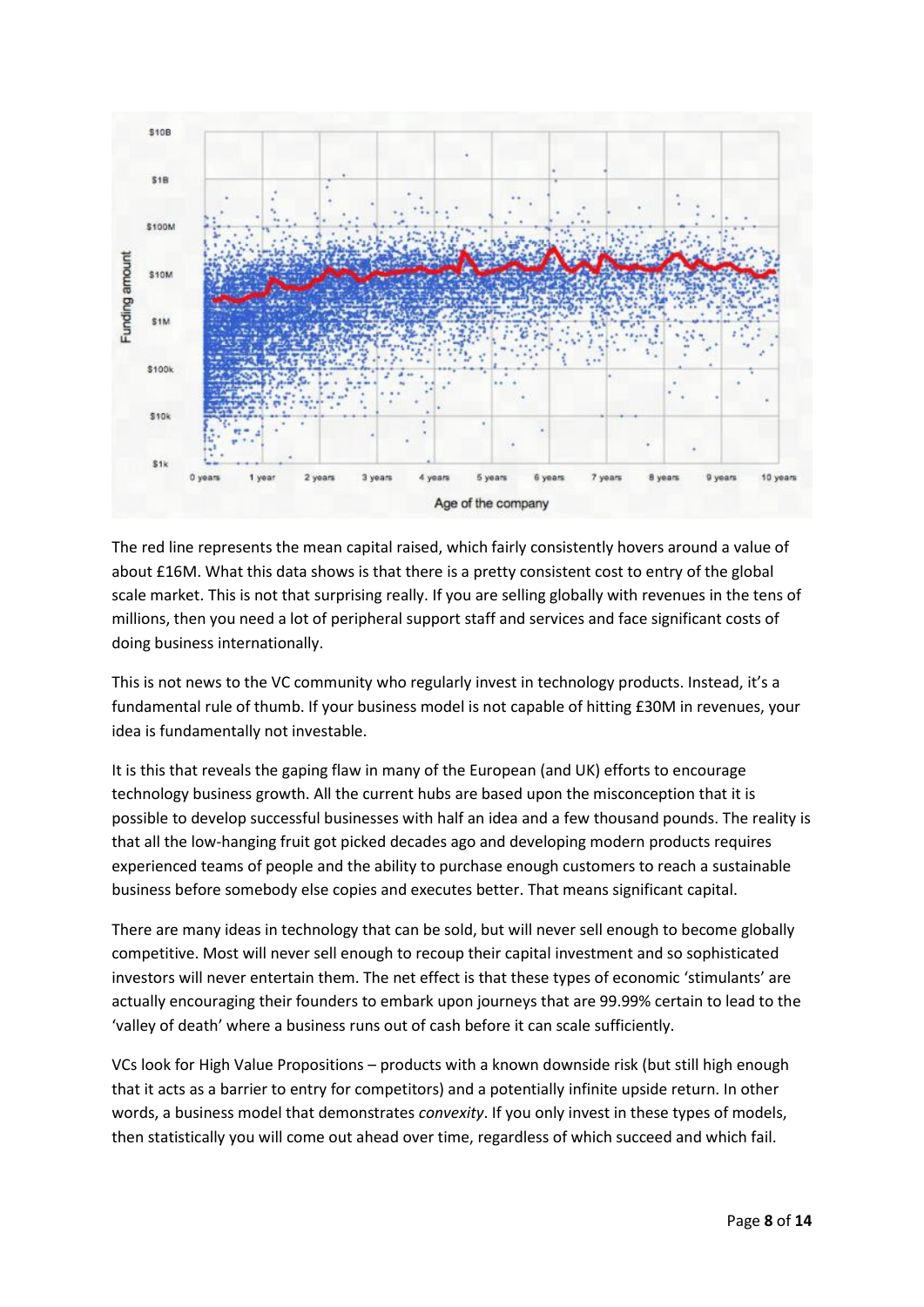The red line represents the mean capital raised, which fairly consistently hovers around a value of about £16M. What this data shows is that there is a pretty consistent cost to entry of the global scale market. This is not that surprising really. If you are selling globally with revenues in the tens of millions, then you need a lot of peripheral support staff and services and face significant costs of doing business internationally.

This is not news to the VC community who regularly invest in technology products. Instead, it's a fundamental rule of thumb. If your business model is not capable of hitting £30M in revenues, your idea is fundamentally not investable.

It is this that reveals the gaping flaw in many of the European (and UK) efforts to encourage technology business growth. All the current hubs are based upon the misconception that it is possible to develop successful businesses with half an idea and a few thousand pounds. The reality is that all the low-hanging fruit got picked decades ago and developing modern products requires experienced teams of people and the ability to purchase enough customers to reach a sustainable business before somebody else copies and executes better. That means significant capital.

There are many ideas in technology that can be sold, but will never sell enough to become globally competitive. Most will never sell enough to recoup their capital investment and so sophisticated investors will never entertain them. The net effect is that these types of economic 'stimulants' are actually encouraging their founders to embark upon journeys that are 99.99% certain to lead to the 'valley of death' where a business runs out of cash before it can scale sufficiently.

VCs look for High Value Propositions – products with a known downside risk (but still high enough that it acts as a barrier to entry for competitors) and a potentially infinite upside return. In other words, a business model that demonstrates *convexity*. If you only invest in these types of models, then statistically you will come out ahead over time, regardless of which succeed and which fail.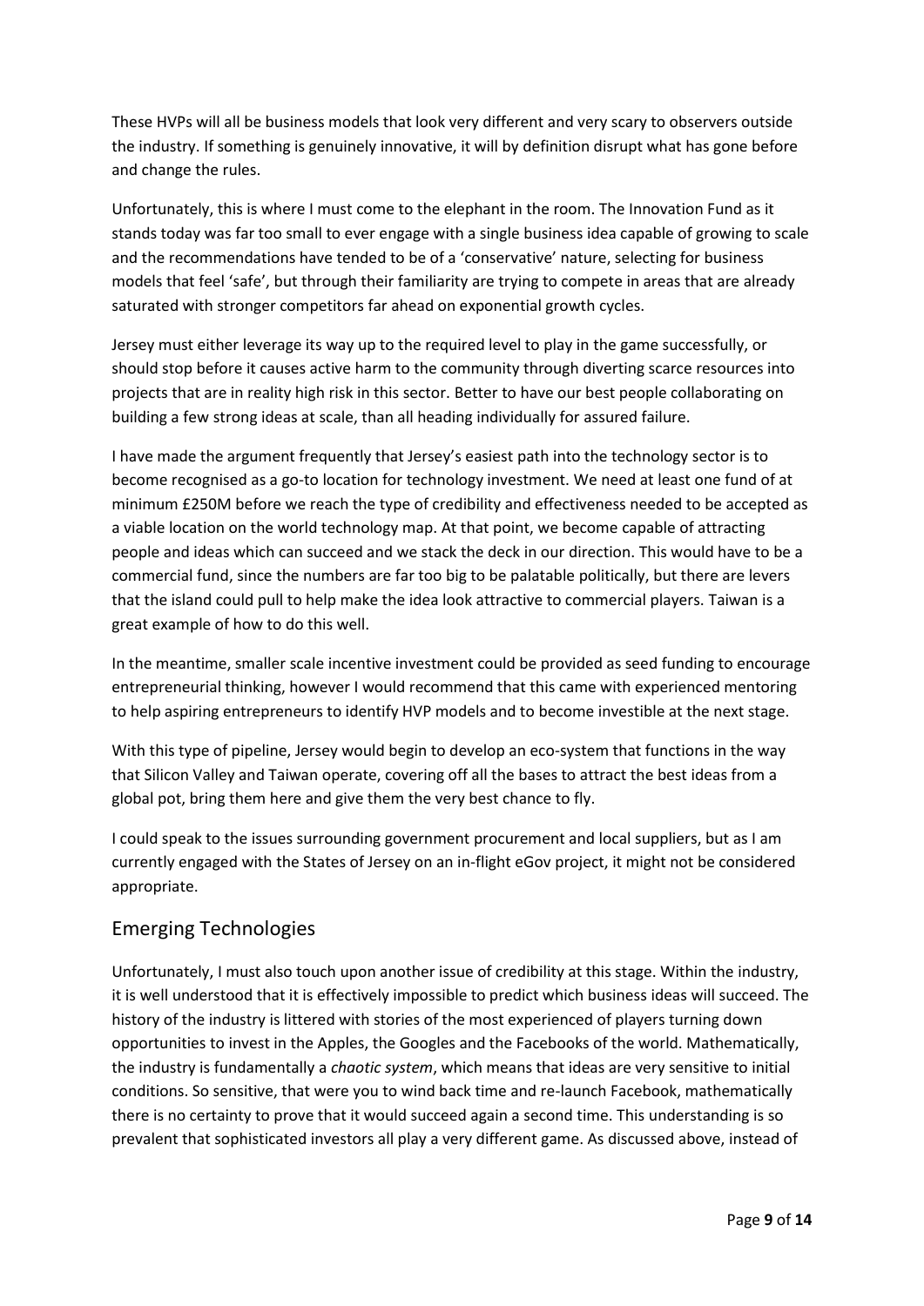These HVPs will all be business models that look very different and very scary to observers outside the industry. If something is genuinely innovative, it will by definition disrupt what has gone before and change the rules.

Unfortunately, this is where I must come to the elephant in the room. The Innovation Fund as it stands today was far too small to ever engage with a single business idea capable of growing to scale and the recommendations have tended to be of a 'conservative' nature, selecting for business models that feel 'safe', but through their familiarity are trying to compete in areas that are already saturated with stronger competitors far ahead on exponential growth cycles.

Jersey must either leverage its way up to the required level to play in the game successfully, or should stop before it causes active harm to the community through diverting scarce resources into projects that are in reality high risk in this sector. Better to have our best people collaborating on building a few strong ideas at scale, than all heading individually for assured failure.

I have made the argument frequently that Jersey's easiest path into the technology sector is to become recognised as a go-to location for technology investment. We need at least one fund of at minimum £250M before we reach the type of credibility and effectiveness needed to be accepted as a viable location on the world technology map. At that point, we become capable of attracting people and ideas which can succeed and we stack the deck in our direction. This would have to be a commercial fund, since the numbers are far too big to be palatable politically, but there are levers that the island could pull to help make the idea look attractive to commercial players. Taiwan is a great example of how to do this well.

In the meantime, smaller scale incentive investment could be provided as seed funding to encourage entrepreneurial thinking, however I would recommend that this came with experienced mentoring to help aspiring entrepreneurs to identify HVP models and to become investible at the next stage.

With this type of pipeline, Jersey would begin to develop an eco-system that functions in the way that Silicon Valley and Taiwan operate, covering off all the bases to attract the best ideas from a global pot, bring them here and give them the very best chance to fly.

I could speak to the issues surrounding government procurement and local suppliers, but as I am currently engaged with the States of Jersey on an in-flight eGov project, it might not be considered appropriate.

## Emerging Technologies

Unfortunately, I must also touch upon another issue of credibility at this stage. Within the industry, it is well understood that it is effectively impossible to predict which business ideas will succeed. The history of the industry is littered with stories of the most experienced of players turning down opportunities to invest in the Apples, the Googles and the Facebooks of the world. Mathematically, the industry is fundamentally a *chaotic system*, which means that ideas are very sensitive to initial conditions. So sensitive, that were you to wind back time and re-launch Facebook, mathematically there is no certainty to prove that it would succeed again a second time. This understanding is so prevalent that sophisticated investors all play a very different game. As discussed above, instead of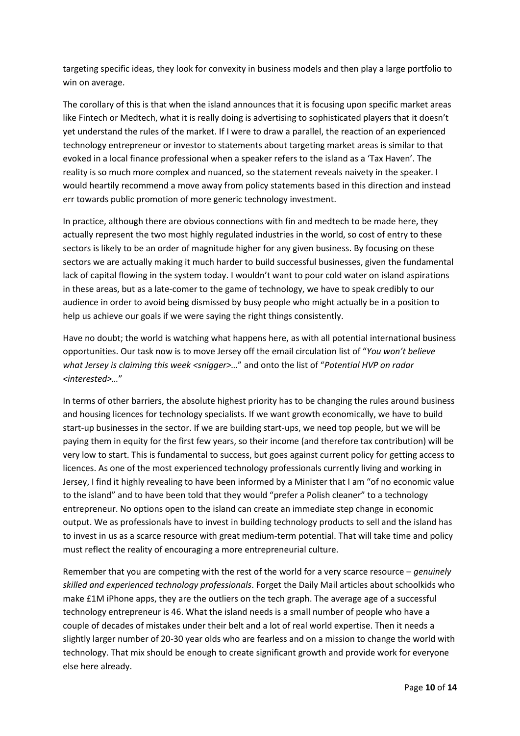targeting specific ideas, they look for convexity in business models and then play a large portfolio to win on average.

The corollary of this is that when the island announces that it is focusing upon specific market areas like Fintech or Medtech, what it is really doing is advertising to sophisticated players that it doesn't yet understand the rules of the market. If I were to draw a parallel, the reaction of an experienced technology entrepreneur or investor to statements about targeting market areas is similar to that evoked in a local finance professional when a speaker refers to the island as a 'Tax Haven'. The reality is so much more complex and nuanced, so the statement reveals naivety in the speaker. I would heartily recommend a move away from policy statements based in this direction and instead err towards public promotion of more generic technology investment.

In practice, although there are obvious connections with fin and medtech to be made here, they actually represent the two most highly regulated industries in the world, so cost of entry to these sectors is likely to be an order of magnitude higher for any given business. By focusing on these sectors we are actually making it much harder to build successful businesses, given the fundamental lack of capital flowing in the system today. I wouldn't want to pour cold water on island aspirations in these areas, but as a late-comer to the game of technology, we have to speak credibly to our audience in order to avoid being dismissed by busy people who might actually be in a position to help us achieve our goals if we were saying the right things consistently.

Have no doubt; the world is watching what happens here, as with all potential international business opportunities. Our task now is to move Jersey off the email circulation list of "*You won't believe what Jersey is claiming this week <snigger>…*" and onto the list of "*Potential HVP on radar <interested>…*"

In terms of other barriers, the absolute highest priority has to be changing the rules around business and housing licences for technology specialists. If we want growth economically, we have to build start-up businesses in the sector. If we are building start-ups, we need top people, but we will be paying them in equity for the first few years, so their income (and therefore tax contribution) will be very low to start. This is fundamental to success, but goes against current policy for getting access to licences. As one of the most experienced technology professionals currently living and working in Jersey, I find it highly revealing to have been informed by a Minister that I am "of no economic value to the island" and to have been told that they would "prefer a Polish cleaner" to a technology entrepreneur. No options open to the island can create an immediate step change in economic output. We as professionals have to invest in building technology products to sell and the island has to invest in us as a scarce resource with great medium-term potential. That will take time and policy must reflect the reality of encouraging a more entrepreneurial culture.

Remember that you are competing with the rest of the world for a very scarce resource – *genuinely skilled and experienced technology professionals*. Forget the Daily Mail articles about schoolkids who make £1M iPhone apps, they are the outliers on the tech graph. The average age of a successful technology entrepreneur is 46. What the island needs is a small number of people who have a couple of decades of mistakes under their belt and a lot of real world expertise. Then it needs a slightly larger number of 20-30 year olds who are fearless and on a mission to change the world with technology. That mix should be enough to create significant growth and provide work for everyone else here already.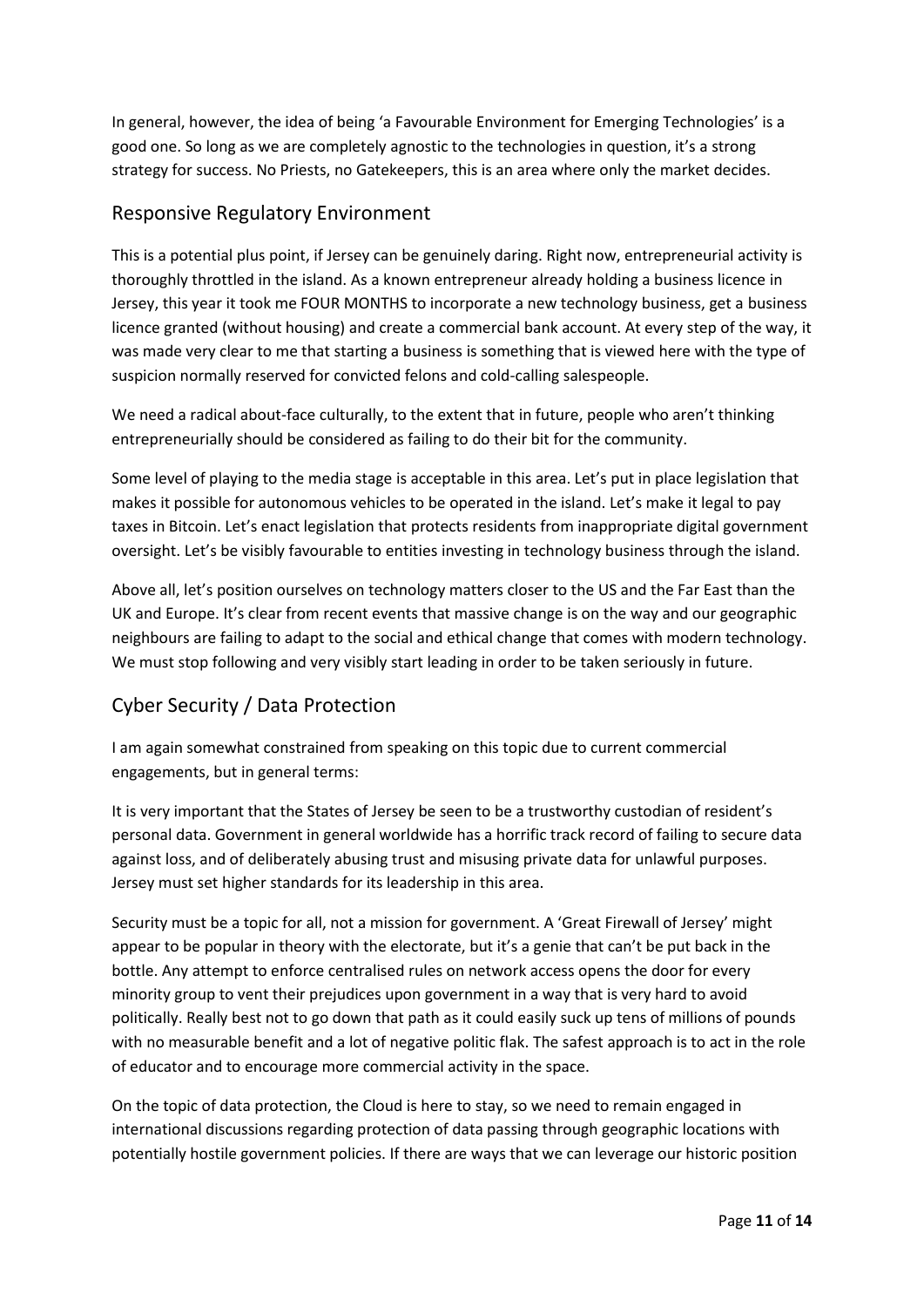In general, however, the idea of being 'a Favourable Environment for Emerging Technologies' is a good one. So long as we are completely agnostic to the technologies in question, it's a strong strategy for success. No Priests, no Gatekeepers, this is an area where only the market decides.

## Responsive Regulatory Environment

This is a potential plus point, if Jersey can be genuinely daring. Right now, entrepreneurial activity is thoroughly throttled in the island. As a known entrepreneur already holding a business licence in Jersey, this year it took me FOUR MONTHS to incorporate a new technology business, get a business licence granted (without housing) and create a commercial bank account. At every step of the way, it was made very clear to me that starting a business is something that is viewed here with the type of suspicion normally reserved for convicted felons and cold-calling salespeople.

We need a radical about-face culturally, to the extent that in future, people who aren't thinking entrepreneurially should be considered as failing to do their bit for the community.

Some level of playing to the media stage is acceptable in this area. Let's put in place legislation that makes it possible for autonomous vehicles to be operated in the island. Let's make it legal to pay taxes in Bitcoin. Let's enact legislation that protects residents from inappropriate digital government oversight. Let's be visibly favourable to entities investing in technology business through the island.

Above all, let's position ourselves on technology matters closer to the US and the Far East than the UK and Europe. It's clear from recent events that massive change is on the way and our geographic neighbours are failing to adapt to the social and ethical change that comes with modern technology. We must stop following and very visibly start leading in order to be taken seriously in future.

## Cyber Security / Data Protection

I am again somewhat constrained from speaking on this topic due to current commercial engagements, but in general terms:

It is very important that the States of Jersey be seen to be a trustworthy custodian of resident's personal data. Government in general worldwide has a horrific track record of failing to secure data against loss, and of deliberately abusing trust and misusing private data for unlawful purposes. Jersey must set higher standards for its leadership in this area.

Security must be a topic for all, not a mission for government. A 'Great Firewall of Jersey' might appear to be popular in theory with the electorate, but it's a genie that can't be put back in the bottle. Any attempt to enforce centralised rules on network access opens the door for every minority group to vent their prejudices upon government in a way that is very hard to avoid politically. Really best not to go down that path as it could easily suck up tens of millions of pounds with no measurable benefit and a lot of negative politic flak. The safest approach is to act in the role of educator and to encourage more commercial activity in the space.

On the topic of data protection, the Cloud is here to stay, so we need to remain engaged in international discussions regarding protection of data passing through geographic locations with potentially hostile government policies. If there are ways that we can leverage our historic position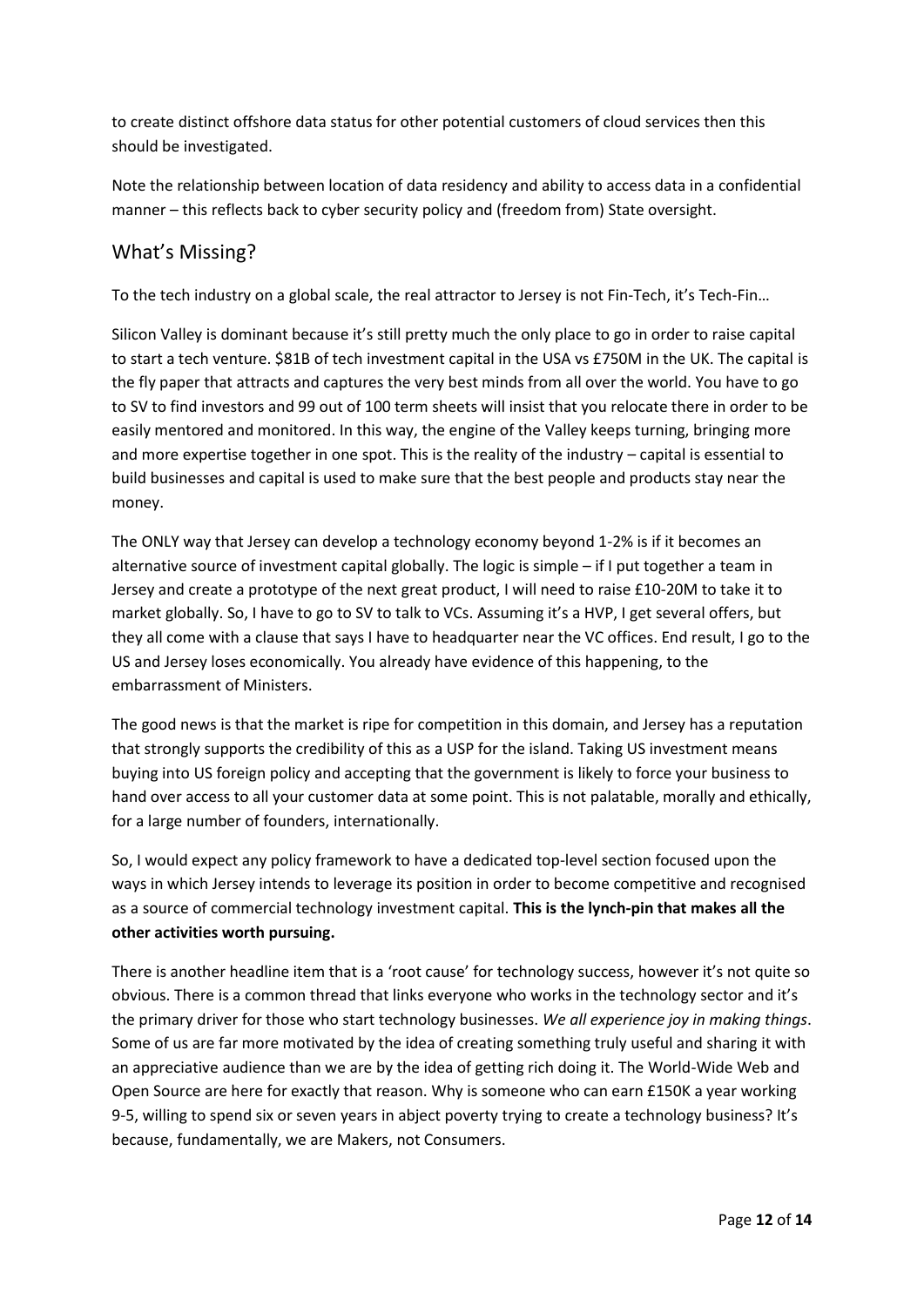to create distinct offshore data status for other potential customers of cloud services then this should be investigated.

Note the relationship between location of data residency and ability to access data in a confidential manner – this reflects back to cyber security policy and (freedom from) State oversight.

## What's Missing?

To the tech industry on a global scale, the real attractor to Jersey is not Fin-Tech, it's Tech-Fin…

Silicon Valley is dominant because it's still pretty much the only place to go in order to raise capital to start a tech venture. $81B of tech investment capital in the USA vs £750M in the UK. The capital is the fly paper that attracts and captures the very best minds from all over the world. You have to go to SV to find investors and 99 out of 100 term sheets will insist that you relocate there in order to be easily mentored and monitored. In this way, the engine of the Valley keeps turning, bringing more and more expertise together in one spot. This is the reality of the industry – capital is essential to build businesses and capital is used to make sure that the best people and products stay near the money.

The ONLY way that Jersey can develop a technology economy beyond 1-2% is if it becomes an alternative source of investment capital globally. The logic is simple – if I put together a team in Jersey and create a prototype of the next great product, I will need to raise £10-20M to take it to market globally. So, I have to go to SV to talk to VCs. Assuming it's a HVP, I get several offers, but they all come with a clause that says I have to headquarter near the VC offices. End result, I go to the US and Jersey loses economically. You already have evidence of this happening, to the embarrassment of Ministers.

The good news is that the market is ripe for competition in this domain, and Jersey has a reputation that strongly supports the credibility of this as a USP for the island. Taking US investment means buying into US foreign policy and accepting that the government is likely to force your business to hand over access to all your customer data at some point. This is not palatable, morally and ethically, for a large number of founders, internationally.

So, I would expect any policy framework to have a dedicated top-level section focused upon the ways in which Jersey intends to leverage its position in order to become competitive and recognised as a source of commercial technology investment capital. **This is the lynch-pin that makes all the other activities worth pursuing.**

There is another headline item that is a 'root cause' for technology success, however it's not quite so obvious. There is a common thread that links everyone who works in the technology sector and it's the primary driver for those who start technology businesses. *We all experience joy in making things*. Some of us are far more motivated by the idea of creating something truly useful and sharing it with an appreciative audience than we are by the idea of getting rich doing it. The World-Wide Web and Open Source are here for exactly that reason. Why is someone who can earn £150K a year working 9-5, willing to spend six or seven years in abject poverty trying to create a technology business? It's because, fundamentally, we are Makers, not Consumers.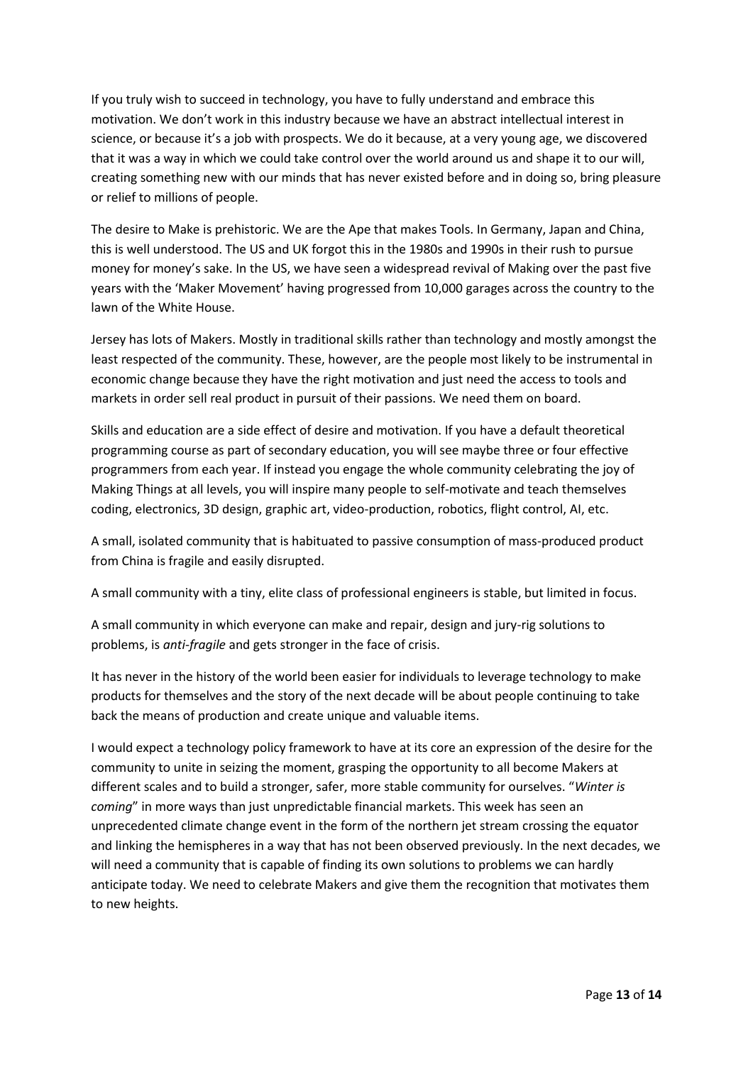If you truly wish to succeed in technology, you have to fully understand and embrace this motivation. We don't work in this industry because we have an abstract intellectual interest in science, or because it's a job with prospects. We do it because, at a very young age, we discovered that it was a way in which we could take control over the world around us and shape it to our will, creating something new with our minds that has never existed before and in doing so, bring pleasure or relief to millions of people.

The desire to Make is prehistoric. We are the Ape that makes Tools. In Germany, Japan and China, this is well understood. The US and UK forgot this in the 1980s and 1990s in their rush to pursue money for money's sake. In the US, we have seen a widespread revival of Making over the past five years with the 'Maker Movement' having progressed from 10,000 garages across the country to the lawn of the White House.

Jersey has lots of Makers. Mostly in traditional skills rather than technology and mostly amongst the least respected of the community. These, however, are the people most likely to be instrumental in economic change because they have the right motivation and just need the access to tools and markets in order sell real product in pursuit of their passions. We need them on board.

Skills and education are a side effect of desire and motivation. If you have a default theoretical programming course as part of secondary education, you will see maybe three or four effective programmers from each year. If instead you engage the whole community celebrating the joy of Making Things at all levels, you will inspire many people to self-motivate and teach themselves coding, electronics, 3D design, graphic art, video-production, robotics, flight control, AI, etc.

A small, isolated community that is habituated to passive consumption of mass-produced product from China is fragile and easily disrupted.

A small community with a tiny, elite class of professional engineers is stable, but limited in focus.

A small community in which everyone can make and repair, design and jury-rig solutions to problems, is *anti-fragile* and gets stronger in the face of crisis.

It has never in the history of the world been easier for individuals to leverage technology to make products for themselves and the story of the next decade will be about people continuing to take back the means of production and create unique and valuable items.

I would expect a technology policy framework to have at its core an expression of the desire for the community to unite in seizing the moment, grasping the opportunity to all become Makers at different scales and to build a stronger, safer, more stable community for ourselves. "*Winter is coming*" in more ways than just unpredictable financial markets. This week has seen an unprecedented climate change event in the form of the northern jet stream crossing the equator and linking the hemispheres in a way that has not been observed previously. In the next decades, we will need a community that is capable of finding its own solutions to problems we can hardly anticipate today. We need to celebrate Makers and give them the recognition that motivates them to new heights.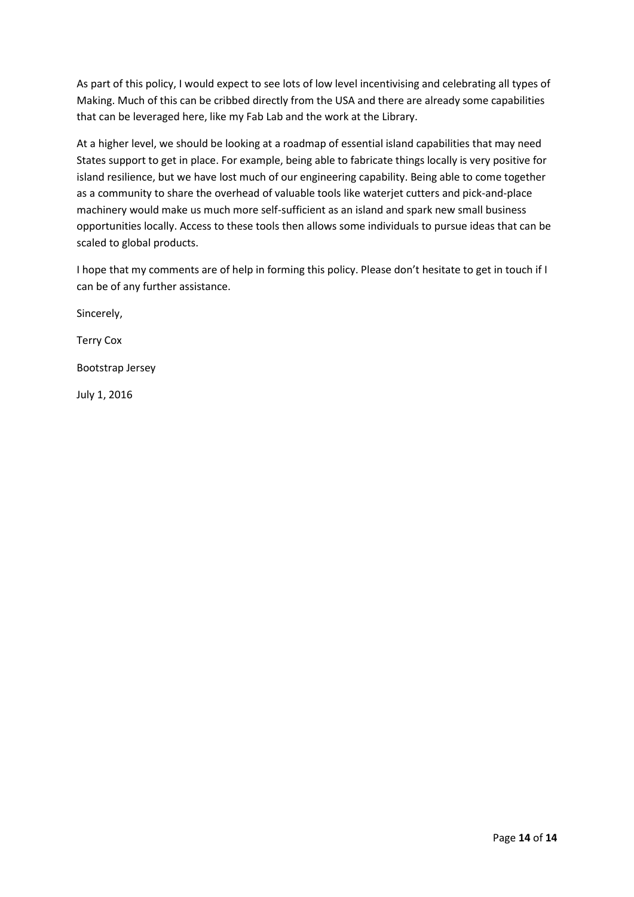As part of this policy, I would expect to see lots of low level incentivising and celebrating all types of Making. Much of this can be cribbed directly from the USA and there are already some capabilities that can be leveraged here, like my Fab Lab and the work at the Library.

At a higher level, we should be looking at a roadmap of essential island capabilities that may need States support to get in place. For example, being able to fabricate things locally is very positive for island resilience, but we have lost much of our engineering capability. Being able to come together as a community to share the overhead of valuable tools like waterjet cutters and pick-and-place machinery would make us much more self-sufficient as an island and spark new small business opportunities locally. Access to these tools then allows some individuals to pursue ideas that can be scaled to global products.

I hope that my comments are of help in forming this policy. Please don't hesitate to get in touch if I can be of any further assistance.

Sincerely,

Terry Cox

Bootstrap Jersey

July 1, 2016